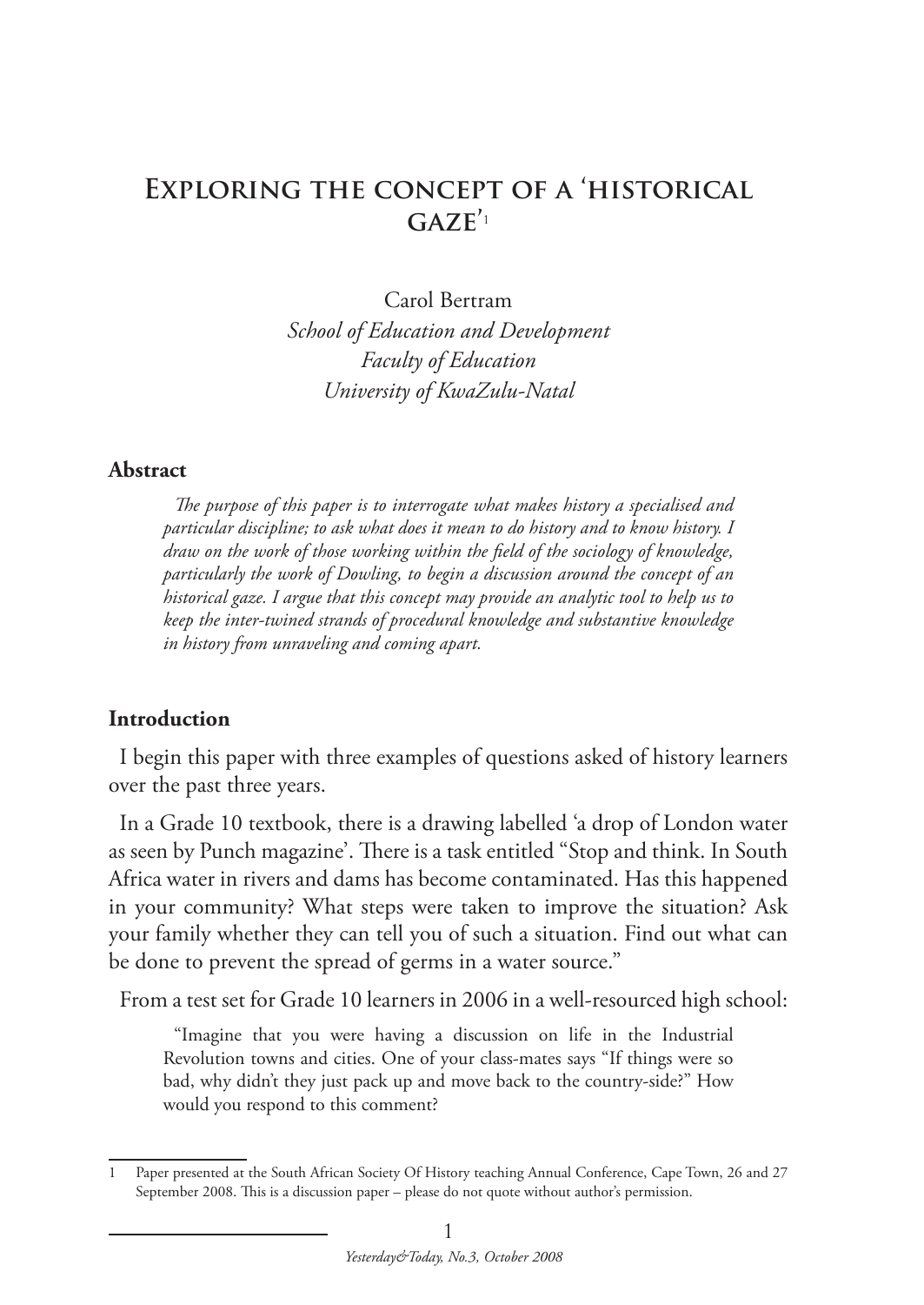# Exploring the concept of a 'historical gaze'[1]

Carol Bertram
*School of Education and Development*
*Faculty of Education*
*University of KwaZulu-Natal*

## Abstract

*The purpose of this paper is to interrogate what makes history a specialised and particular discipline; to ask what does it mean to do history and to know history. I draw on the work of those working within the field of the sociology of knowledge, particularly the work of Dowling, to begin a discussion around the concept of an historical gaze. I argue that this concept may provide an analytic tool to help us to keep the inter-twined strands of procedural knowledge and substantive knowledge in history from unraveling and coming apart.*

## Introduction

I begin this paper with three examples of questions asked of history learners over the past three years.

In a Grade 10 textbook, there is a drawing labelled 'a drop of London water as seen by Punch magazine'. There is a task entitled "Stop and think. In South Africa water in rivers and dams has become contaminated. Has this happened in your community? What steps were taken to improve the situation? Ask your family whether they can tell you of such a situation. Find out what can be done to prevent the spread of germs in a water source."

From a test set for Grade 10 learners in 2006 in a well-resourced high school:

> "Imagine that you were having a discussion on life in the Industrial Revolution towns and cities. One of your class-mates says "If things were so bad, why didn't they just pack up and move back to the country-side?" How would you respond to this comment?

---

1 Paper presented at the South African Society Of History teaching Annual Conference, Cape Town, 26 and 27 September 2008. This is a discussion paper – please do not quote without author's permission.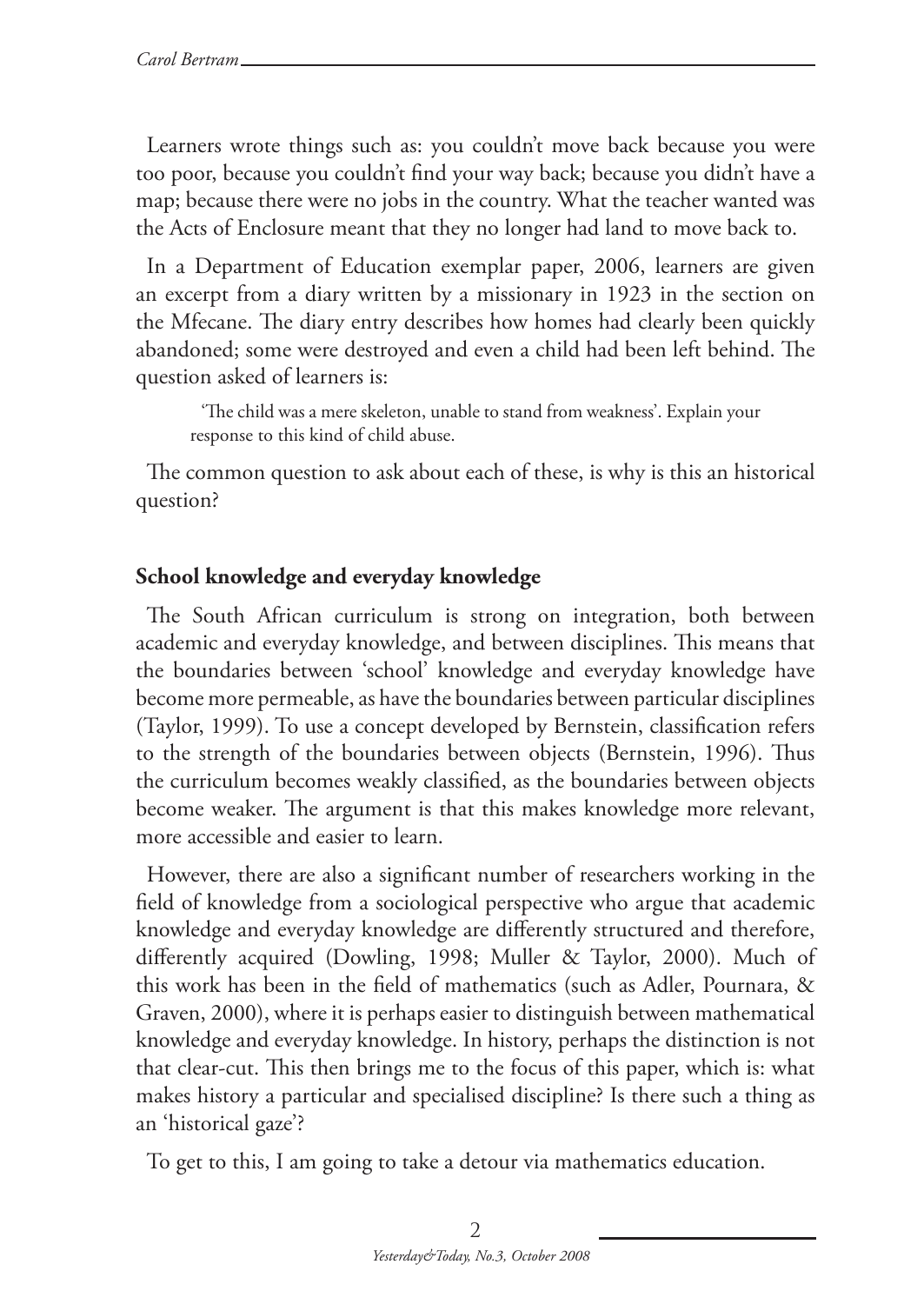Learners wrote things such as: you couldn't move back because you were too poor, because you couldn't find your way back; because you didn't have a map; because there were no jobs in the country. What the teacher wanted was the Acts of Enclosure meant that they no longer had land to move back to.

In a Department of Education exemplar paper, 2006, learners are given an excerpt from a diary written by a missionary in 1923 in the section on the Mfecane. The diary entry describes how homes had clearly been quickly abandoned; some were destroyed and even a child had been left behind. The question asked of learners is:

> 'The child was a mere skeleton, unable to stand from weakness'. Explain your response to this kind of child abuse.

The common question to ask about each of these, is why is this an historical question?

## School knowledge and everyday knowledge

The South African curriculum is strong on integration, both between academic and everyday knowledge, and between disciplines. This means that the boundaries between 'school' knowledge and everyday knowledge have become more permeable, as have the boundaries between particular disciplines (Taylor, 1999). To use a concept developed by Bernstein, classification refers to the strength of the boundaries between objects (Bernstein, 1996). Thus the curriculum becomes weakly classified, as the boundaries between objects become weaker. The argument is that this makes knowledge more relevant, more accessible and easier to learn.

However, there are also a significant number of researchers working in the field of knowledge from a sociological perspective who argue that academic knowledge and everyday knowledge are differently structured and therefore, differently acquired (Dowling, 1998; Muller & Taylor, 2000). Much of this work has been in the field of mathematics (such as Adler, Pournara, & Graven, 2000), where it is perhaps easier to distinguish between mathematical knowledge and everyday knowledge. In history, perhaps the distinction is not that clear-cut. This then brings me to the focus of this paper, which is: what makes history a particular and specialised discipline? Is there such a thing as an 'historical gaze'?

To get to this, I am going to take a detour via mathematics education.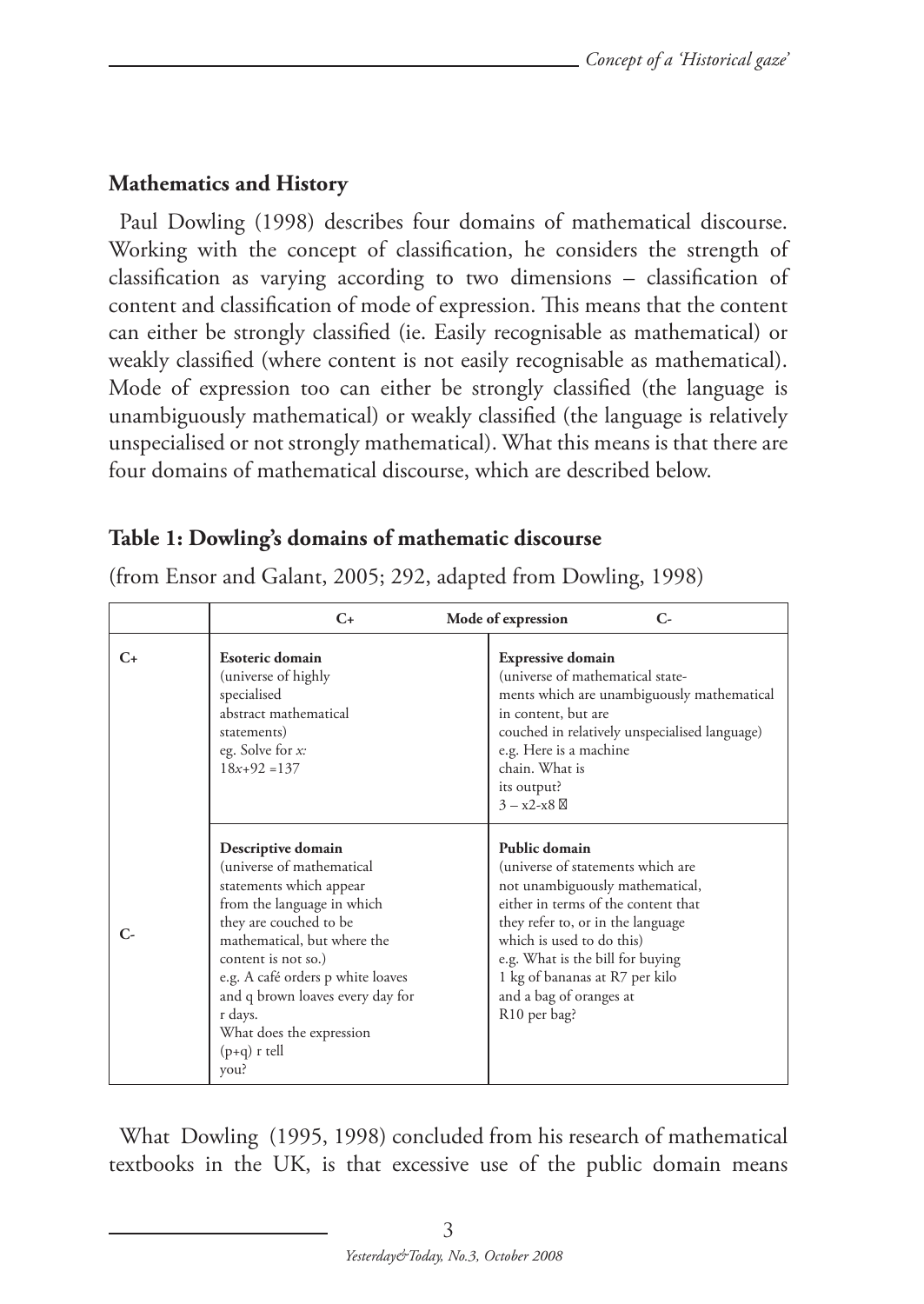## Mathematics and History

Paul Dowling (1998) describes four domains of mathematical discourse. Working with the concept of classification, he considers the strength of classification as varying according to two dimensions – classification of content and classification of mode of expression. This means that the content can either be strongly classified (ie. Easily recognisable as mathematical) or weakly classified (where content is not easily recognisable as mathematical). Mode of expression too can either be strongly classified (the language is unambiguously mathematical) or weakly classified (the language is relatively unspecialised or not strongly mathematical). What this means is that there are four domains of mathematical discourse, which are described below.

### Table 1: Dowling's domains of mathematic discourse

(from Ensor and Galant, 2005; 292, adapted from Dowling, 1998)

| | C+ Mode of expression | C- |
|---|---|---|
| C+ | **Esoteric domain** (universe of highly specialised abstract mathematical statements) eg. Solve for *x:* $18x+92 = 137$ | **Expressive domain** (universe of mathematical statements which are unambiguously mathematical in content, but are couched in relatively unspecialised language) e.g. Here is a machine chain. What is its output? 3 – x2-x8 |
| C- | **Descriptive domain** (universe of mathematical statements which appear from the language in which they are couched to be mathematical, but where the content is not so.) e.g. A café orders p white loaves and q brown loaves every day for r days. What does the expression (p+q) r tell you? | **Public domain** (universe of statements which are not unambiguously mathematical, either in terms of the content that they refer to, or in the language which is used to do this) e.g. What is the bill for buying 1 kg of bananas at R7 per kilo and a bag of oranges at R10 per bag? |

What Dowling (1995, 1998) concluded from his research of mathematical textbooks in the UK, is that excessive use of the public domain means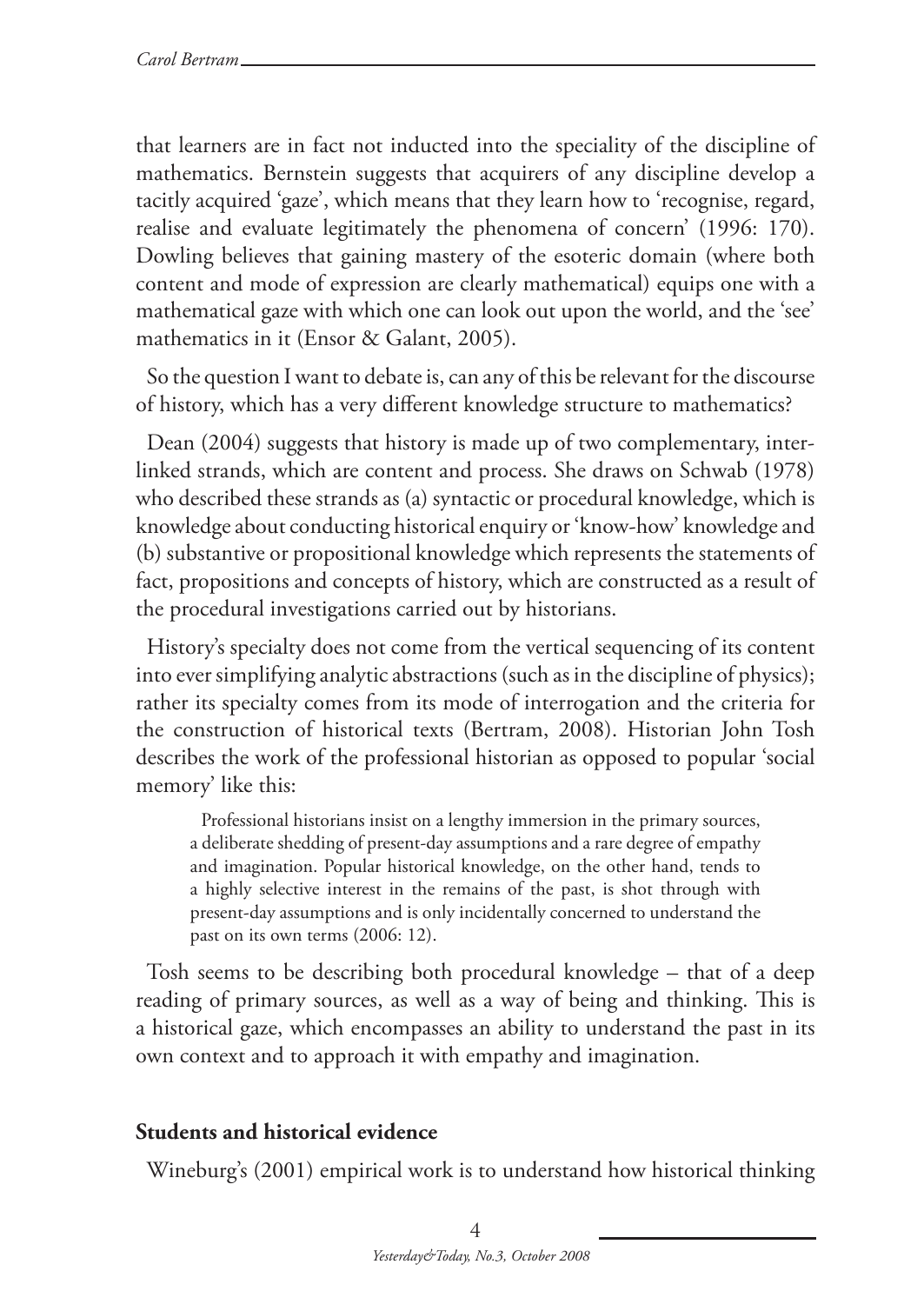that learners are in fact not inducted into the speciality of the discipline of mathematics. Bernstein suggests that acquirers of any discipline develop a tacitly acquired 'gaze', which means that they learn how to 'recognise, regard, realise and evaluate legitimately the phenomena of concern' (1996: 170). Dowling believes that gaining mastery of the esoteric domain (where both content and mode of expression are clearly mathematical) equips one with a mathematical gaze with which one can look out upon the world, and the 'see' mathematics in it (Ensor & Galant, 2005).

So the question I want to debate is, can any of this be relevant for the discourse of history, which has a very different knowledge structure to mathematics?

Dean (2004) suggests that history is made up of two complementary, inter-linked strands, which are content and process. She draws on Schwab (1978) who described these strands as (a) syntactic or procedural knowledge, which is knowledge about conducting historical enquiry or 'know-how' knowledge and (b) substantive or propositional knowledge which represents the statements of fact, propositions and concepts of history, which are constructed as a result of the procedural investigations carried out by historians.

History's specialty does not come from the vertical sequencing of its content into ever simplifying analytic abstractions (such as in the discipline of physics); rather its specialty comes from its mode of interrogation and the criteria for the construction of historical texts (Bertram, 2008). Historian John Tosh describes the work of the professional historian as opposed to popular 'social memory' like this:

> Professional historians insist on a lengthy immersion in the primary sources, a deliberate shedding of present-day assumptions and a rare degree of empathy and imagination. Popular historical knowledge, on the other hand, tends to a highly selective interest in the remains of the past, is shot through with present-day assumptions and is only incidentally concerned to understand the past on its own terms (2006: 12).

Tosh seems to be describing both procedural knowledge – that of a deep reading of primary sources, as well as a way of being and thinking. This is a historical gaze, which encompasses an ability to understand the past in its own context and to approach it with empathy and imagination.

## Students and historical evidence

Wineburg's (2001) empirical work is to understand how historical thinking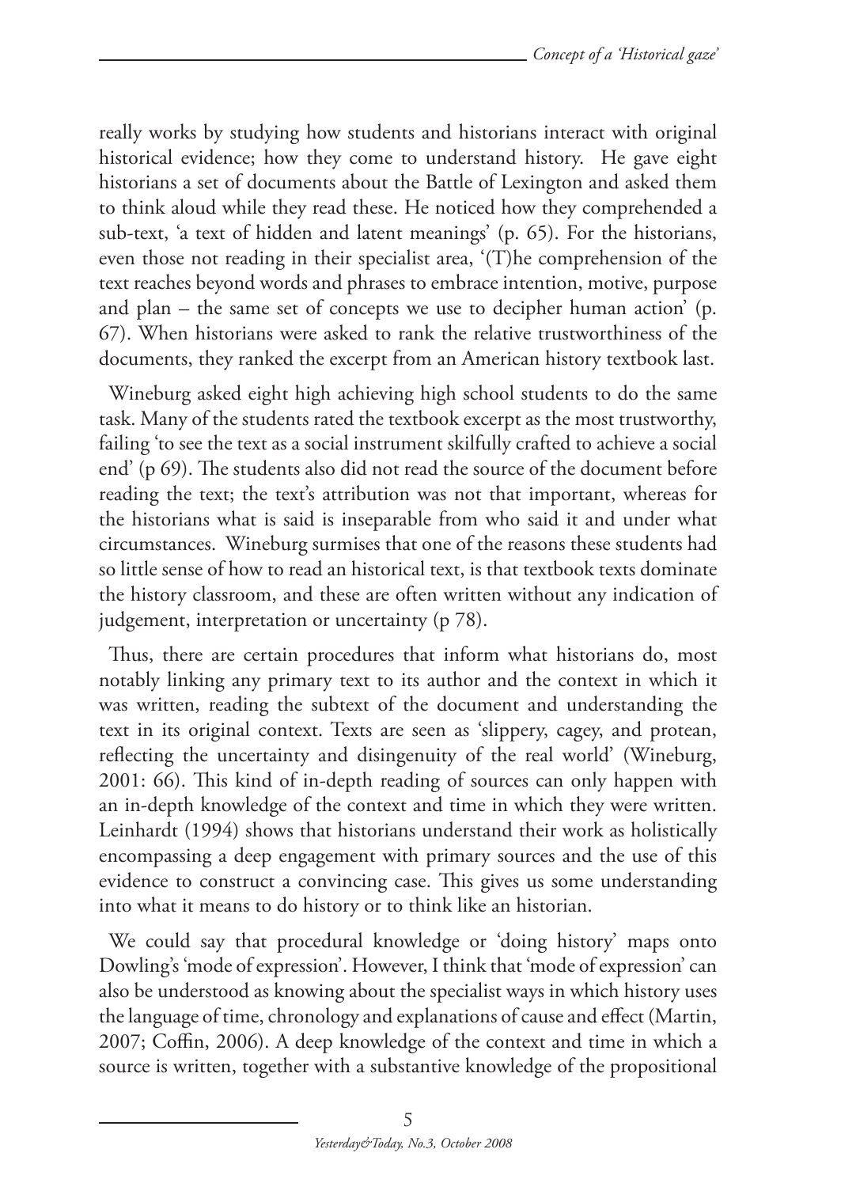really works by studying how students and historians interact with original historical evidence; how they come to understand history. He gave eight historians a set of documents about the Battle of Lexington and asked them to think aloud while they read these. He noticed how they comprehended a sub-text, 'a text of hidden and latent meanings' (p. 65). For the historians, even those not reading in their specialist area, '(T)he comprehension of the text reaches beyond words and phrases to embrace intention, motive, purpose and plan – the same set of concepts we use to decipher human action' (p. 67). When historians were asked to rank the relative trustworthiness of the documents, they ranked the excerpt from an American history textbook last.

Wineburg asked eight high achieving high school students to do the same task. Many of the students rated the textbook excerpt as the most trustworthy, failing 'to see the text as a social instrument skilfully crafted to achieve a social end' (p 69). The students also did not read the source of the document before reading the text; the text's attribution was not that important, whereas for the historians what is said is inseparable from who said it and under what circumstances. Wineburg surmises that one of the reasons these students had so little sense of how to read an historical text, is that textbook texts dominate the history classroom, and these are often written without any indication of judgement, interpretation or uncertainty (p 78).

Thus, there are certain procedures that inform what historians do, most notably linking any primary text to its author and the context in which it was written, reading the subtext of the document and understanding the text in its original context. Texts are seen as 'slippery, cagey, and protean, reflecting the uncertainty and disingenuity of the real world' (Wineburg, 2001: 66). This kind of in-depth reading of sources can only happen with an in-depth knowledge of the context and time in which they were written. Leinhardt (1994) shows that historians understand their work as holistically encompassing a deep engagement with primary sources and the use of this evidence to construct a convincing case. This gives us some understanding into what it means to do history or to think like an historian.

We could say that procedural knowledge or 'doing history' maps onto Dowling's 'mode of expression'. However, I think that 'mode of expression' can also be understood as knowing about the specialist ways in which history uses the language of time, chronology and explanations of cause and effect (Martin, 2007; Coffin, 2006). A deep knowledge of the context and time in which a source is written, together with a substantive knowledge of the propositional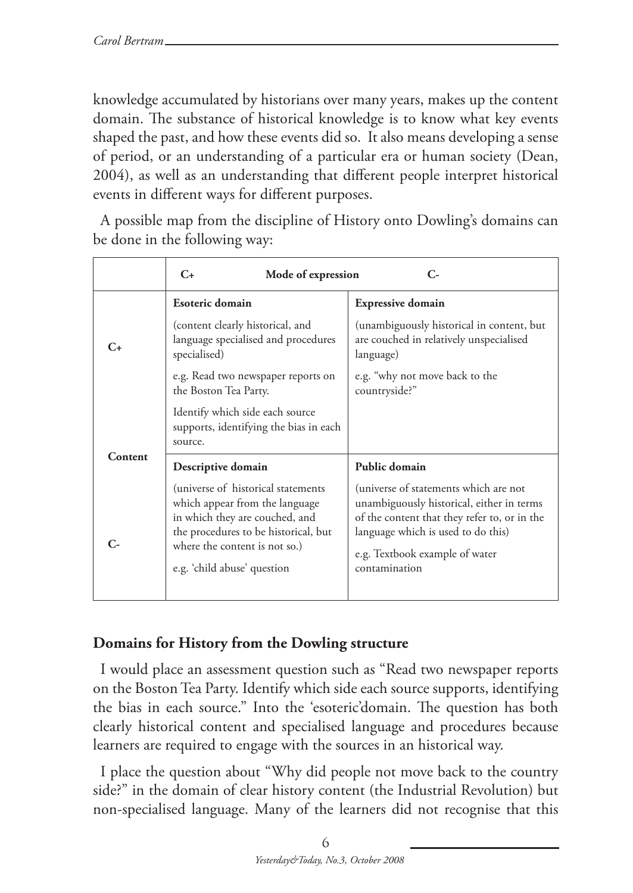knowledge accumulated by historians over many years, makes up the content domain. The substance of historical knowledge is to know what key events shaped the past, and how these events did so. It also means developing a sense of period, or an understanding of a particular era or human society (Dean, 2004), as well as an understanding that different people interpret historical events in different ways for different purposes.

A possible map from the discipline of History onto Dowling's domains can be done in the following way:

| | **C+** **Mode of expression** | **C-** |
|---|---|---|
| **C+** | **Esoteric domain**<br>(content clearly historical, and language specialised and procedures specialised)<br>e.g. Read two newspaper reports on the Boston Tea Party.<br>Identify which side each source supports, identifying the bias in each source. | **Expressive domain**<br>(unambiguously historical in content, but are couched in relatively unspecialised language)<br>e.g. "why not move back to the countryside?" |
| **Content** | | |
| **C-** | **Descriptive domain**<br>(universe of historical statements which appear from the language in which they are couched, and the procedures to be historical, but where the content is not so.)<br>e.g. 'child abuse' question | **Public domain**<br>(universe of statements which are not unambiguously historical, either in terms of the content that they refer to, or in the language which is used to do this)<br>e.g. Textbook example of water contamination |

**Domains for History from the Dowling structure**

I would place an assessment question such as "Read two newspaper reports on the Boston Tea Party. Identify which side each source supports, identifying the bias in each source." Into the 'esoteric'domain. The question has both clearly historical content and specialised language and procedures because learners are required to engage with the sources in an historical way.

I place the question about "Why did people not move back to the country side?" in the domain of clear history content (the Industrial Revolution) but non-specialised language. Many of the learners did not recognise that this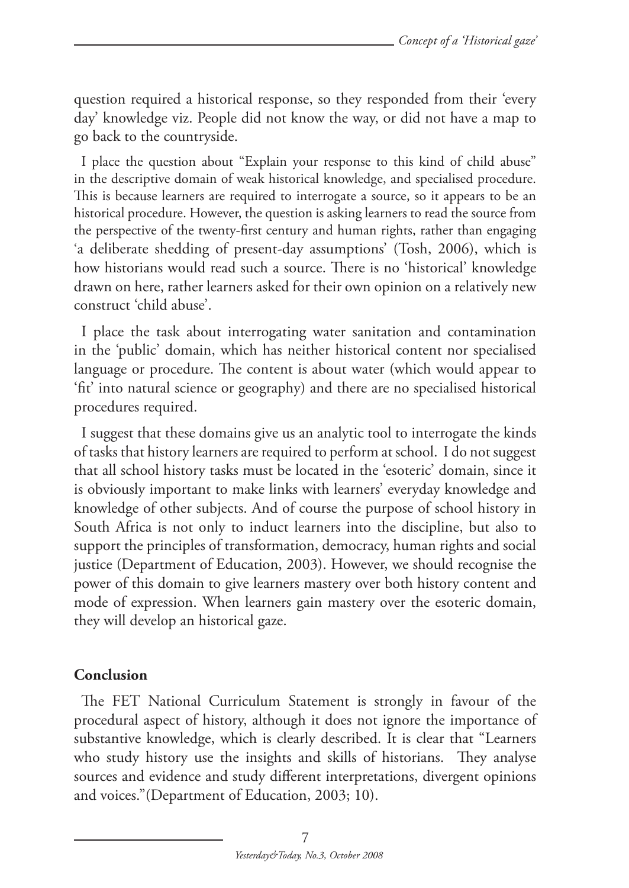question required a historical response, so they responded from their 'every day' knowledge viz. People did not know the way, or did not have a map to go back to the countryside.

I place the question about "Explain your response to this kind of child abuse" in the descriptive domain of weak historical knowledge, and specialised procedure. This is because learners are required to interrogate a source, so it appears to be an historical procedure. However, the question is asking learners to read the source from the perspective of the twenty-first century and human rights, rather than engaging 'a deliberate shedding of present-day assumptions' (Tosh, 2006), which is how historians would read such a source. There is no 'historical' knowledge drawn on here, rather learners asked for their own opinion on a relatively new construct 'child abuse'.

I place the task about interrogating water sanitation and contamination in the 'public' domain, which has neither historical content nor specialised language or procedure. The content is about water (which would appear to 'fit' into natural science or geography) and there are no specialised historical procedures required.

I suggest that these domains give us an analytic tool to interrogate the kinds of tasks that history learners are required to perform at school. I do not suggest that all school history tasks must be located in the 'esoteric' domain, since it is obviously important to make links with learners' everyday knowledge and knowledge of other subjects. And of course the purpose of school history in South Africa is not only to induct learners into the discipline, but also to support the principles of transformation, democracy, human rights and social justice (Department of Education, 2003). However, we should recognise the power of this domain to give learners mastery over both history content and mode of expression. When learners gain mastery over the esoteric domain, they will develop an historical gaze.

## Conclusion

The FET National Curriculum Statement is strongly in favour of the procedural aspect of history, although it does not ignore the importance of substantive knowledge, which is clearly described. It is clear that "Learners who study history use the insights and skills of historians. They analyse sources and evidence and study different interpretations, divergent opinions and voices."(Department of Education, 2003; 10).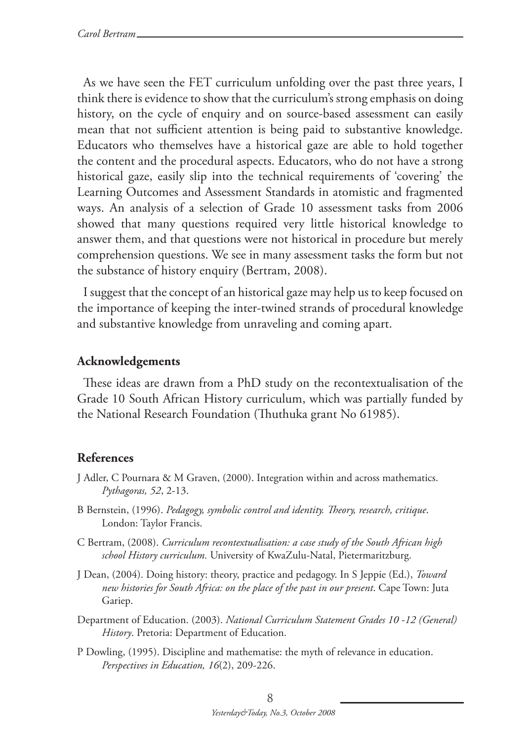As we have seen the FET curriculum unfolding over the past three years, I think there is evidence to show that the curriculum's strong emphasis on doing history, on the cycle of enquiry and on source-based assessment can easily mean that not sufficient attention is being paid to substantive knowledge. Educators who themselves have a historical gaze are able to hold together the content and the procedural aspects. Educators, who do not have a strong historical gaze, easily slip into the technical requirements of 'covering' the Learning Outcomes and Assessment Standards in atomistic and fragmented ways. An analysis of a selection of Grade 10 assessment tasks from 2006 showed that many questions required very little historical knowledge to answer them, and that questions were not historical in procedure but merely comprehension questions. We see in many assessment tasks the form but not the substance of history enquiry (Bertram, 2008).

I suggest that the concept of an historical gaze may help us to keep focused on the importance of keeping the inter-twined strands of procedural knowledge and substantive knowledge from unraveling and coming apart.

## Acknowledgements

These ideas are drawn from a PhD study on the recontextualisation of the Grade 10 South African History curriculum, which was partially funded by the National Research Foundation (Thuthuka grant No 61985).

## References

J Adler, C Pournara & M Graven, (2000). Integration within and across mathematics. *Pythagoras, 52*, 2-13.

B Bernstein, (1996). *Pedagogy, symbolic control and identity. Theory, research, critique*. London: Taylor Francis.

C Bertram, (2008). *Curriculum recontextualisation: a case study of the South African high school History curriculum.* University of KwaZulu-Natal, Pietermaritzburg.

J Dean, (2004). Doing history: theory, practice and pedagogy. In S Jeppie (Ed.), *Toward new histories for South Africa: on the place of the past in our present*. Cape Town: Juta Gariep.

Department of Education. (2003). *National Curriculum Statement Grades 10 -12 (General) History*. Pretoria: Department of Education.

P Dowling, (1995). Discipline and mathematise: the myth of relevance in education. *Perspectives in Education, 16*(2), 209-226.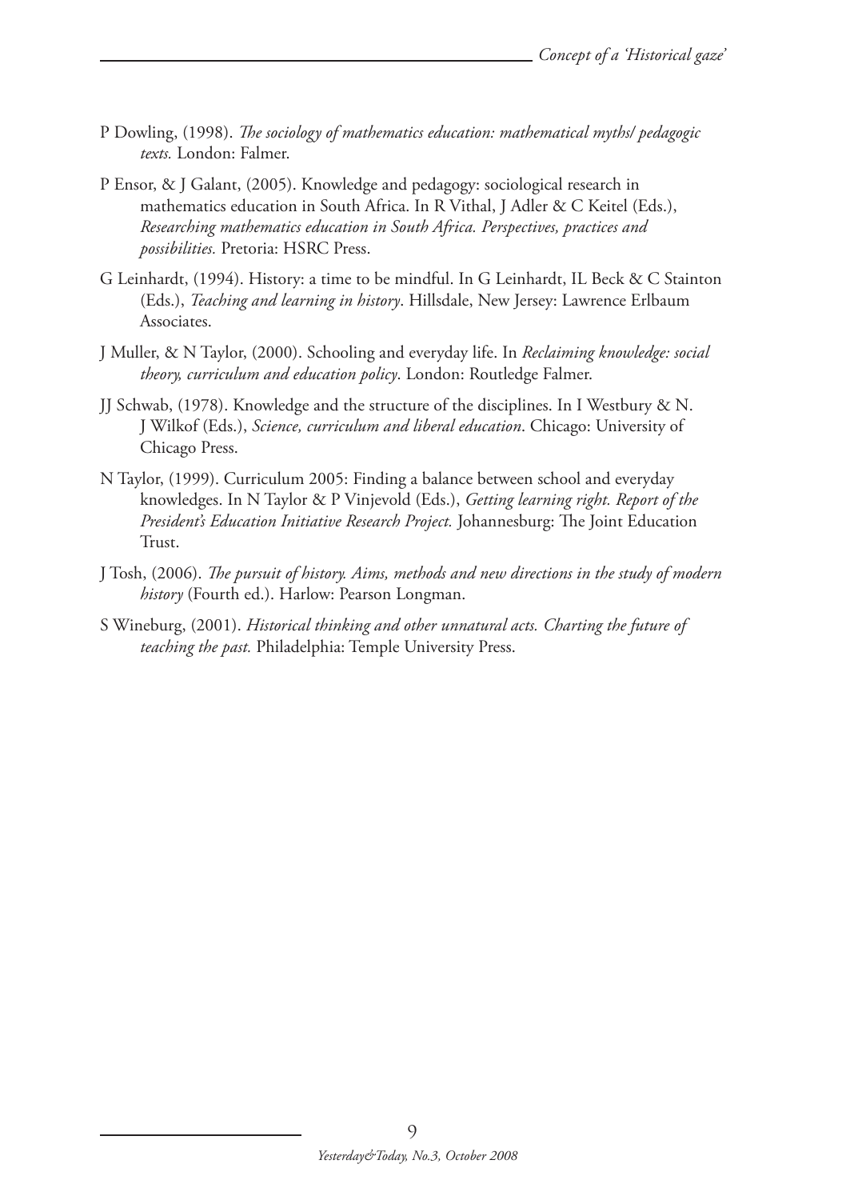P Dowling, (1998). *The sociology of mathematics education: mathematical myths/ pedagogic texts.* London: Falmer.

P Ensor, & J Galant, (2005). Knowledge and pedagogy: sociological research in mathematics education in South Africa. In R Vithal, J Adler & C Keitel (Eds.), *Researching mathematics education in South Africa. Perspectives, practices and possibilities.* Pretoria: HSRC Press.

G Leinhardt, (1994). History: a time to be mindful. In G Leinhardt, IL Beck & C Stainton (Eds.), *Teaching and learning in history*. Hillsdale, New Jersey: Lawrence Erlbaum Associates.

J Muller, & N Taylor, (2000). Schooling and everyday life. In *Reclaiming knowledge: social theory, curriculum and education policy*. London: Routledge Falmer.

JJ Schwab, (1978). Knowledge and the structure of the disciplines. In I Westbury & N. J Wilkof (Eds.), *Science, curriculum and liberal education*. Chicago: University of Chicago Press.

N Taylor, (1999). Curriculum 2005: Finding a balance between school and everyday knowledges. In N Taylor & P Vinjevold (Eds.), *Getting learning right. Report of the President's Education Initiative Research Project.* Johannesburg: The Joint Education Trust.

J Tosh, (2006). *The pursuit of history. Aims, methods and new directions in the study of modern history* (Fourth ed.). Harlow: Pearson Longman.

S Wineburg, (2001). *Historical thinking and other unnatural acts. Charting the future of teaching the past.* Philadelphia: Temple University Press.